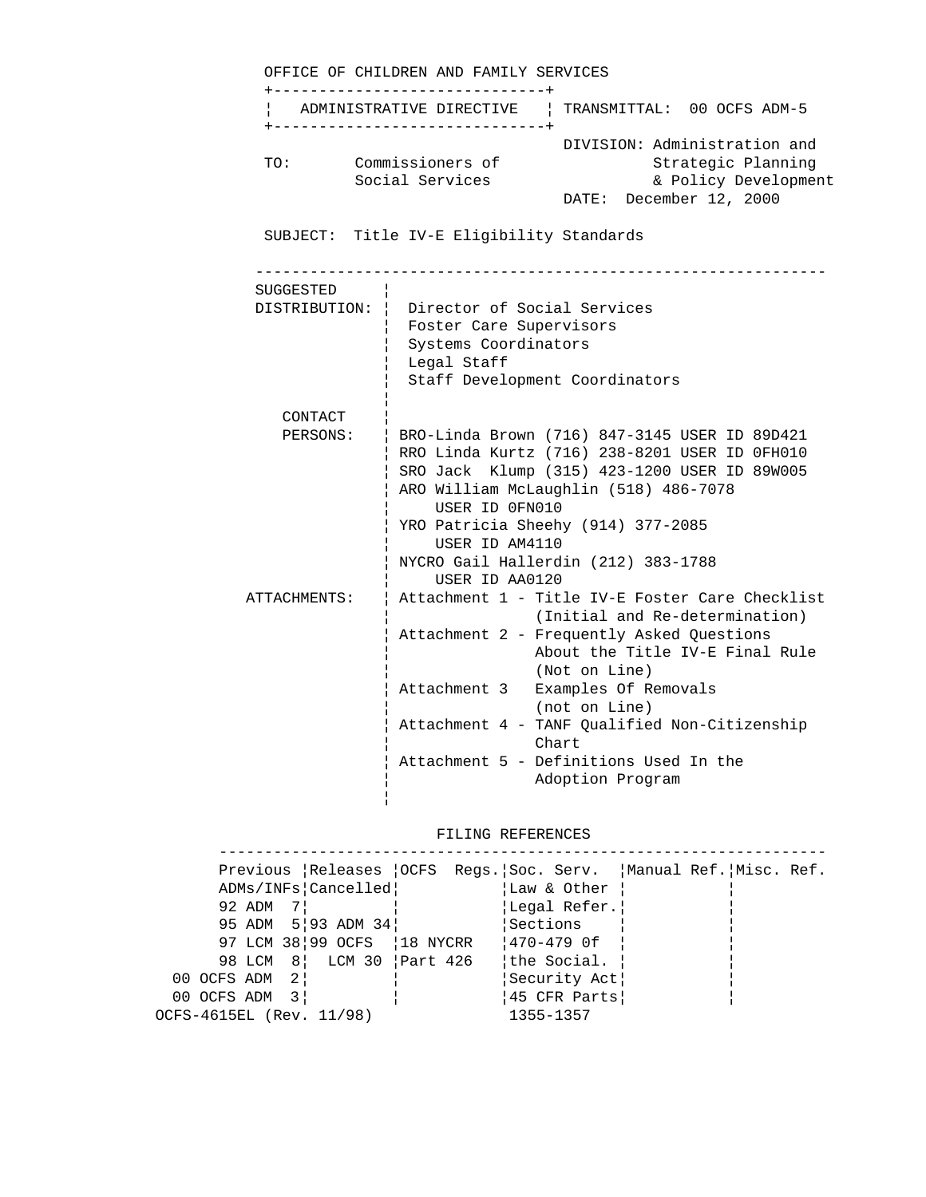OFFICE OF CHILDREN AND FAMILY SERVICES

| ADMINISTRATIVE DIRECTIVE | TRANSMITTAL: 00 OCFS ADM-5 |
|---|---|

DIVISION: Administration and Strategic Planning & Policy Development

TO: Commissioners of Social Services

DATE: December 12, 2000

SUBJECT: Title IV-E Eligibility Standards

---

SUGGESTED DISTRIBUTION:
- Director of Social Services
- Foster Care Supervisors
- Systems Coordinators
- Legal Staff
- Staff Development Coordinators

CONTACT PERSONS:
- BRO-Linda Brown (716) 847-3145 USER ID 89D421
- RRO Linda Kurtz (716) 238-8201 USER ID 0FH010
- SRO Jack Klump (315) 423-1200 USER ID 89W005
- ARO William McLaughlin (518) 486-7078 USER ID 0FN010
- YRO Patricia Sheehy (914) 377-2085 USER ID AM4110
- NYCRO Gail Hallerdin (212) 383-1788 USER ID AA0120

ATTACHMENTS:
- Attachment 1 - Title IV-E Foster Care Checklist (Initial and Re-determination)
- Attachment 2 - Frequently Asked Questions About the Title IV-E Final Rule (Not on Line)
- Attachment 3 Examples Of Removals (not on Line)
- Attachment 4 - TANF Qualified Non-Citizenship Chart
- Attachment 5 - Definitions Used In the Adoption Program

FILING REFERENCES

| Previous ADMs/INFs | Releases Cancelled | OCFS Regs. | Soc. Serv. Law & Other Legal Refer. | Manual Ref. | Misc. Ref. |
|---|---|---|---|---|---|
| 92 ADM 7<br>95 ADM 5<br>97 LCM 38<br>98 LCM 8<br>00 OCFS ADM 2<br>00 OCFS ADM 3 | 93 ADM 34<br>99 OCFS LCM 30 | 18 NYCRR Part 426 | Sections 470-479 0f the Social. Security Act<br>45 CFR Parts 1355-1357 | | |

OCFS-4615EL (Rev. 11/98)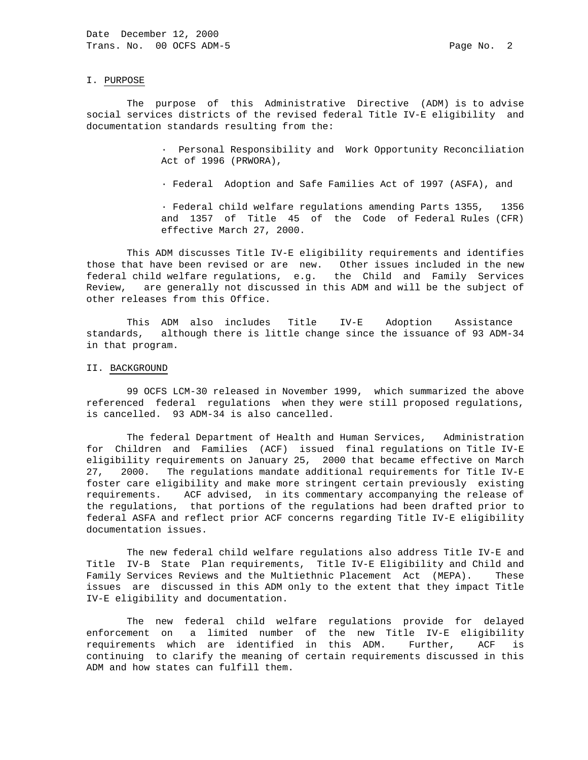## I. PURPOSE

The purpose of this Administrative Directive (ADM) is to advise social services districts of the revised federal Title IV-E eligibility and documentation standards resulting from the:

- Personal Responsibility and Work Opportunity Reconciliation Act of 1996 (PRWORA),
- Federal Adoption and Safe Families Act of 1997 (ASFA), and
- Federal child welfare regulations amending Parts 1355, 1356 and 1357 of Title 45 of the Code of Federal Rules (CFR) effective March 27, 2000.

This ADM discusses Title IV-E eligibility requirements and identifies those that have been revised or are new. Other issues included in the new federal child welfare regulations, e.g. the Child and Family Services Review, are generally not discussed in this ADM and will be the subject of other releases from this Office.

This ADM also includes Title IV-E Adoption Assistance standards, although there is little change since the issuance of 93 ADM-34 in that program.

## II. BACKGROUND

99 OCFS LCM-30 released in November 1999, which summarized the above referenced federal regulations when they were still proposed regulations, is cancelled. 93 ADM-34 is also cancelled.

The federal Department of Health and Human Services, Administration for Children and Families (ACF) issued final regulations on Title IV-E eligibility requirements on January 25, 2000 that became effective on March 27, 2000. The regulations mandate additional requirements for Title IV-E foster care eligibility and make more stringent certain previously existing requirements. ACF advised, in its commentary accompanying the release of the regulations, that portions of the regulations had been drafted prior to federal ASFA and reflect prior ACF concerns regarding Title IV-E eligibility documentation issues.

The new federal child welfare regulations also address Title IV-E and Title IV-B State Plan requirements, Title IV-E Eligibility and Child and Family Services Reviews and the Multiethnic Placement Act (MEPA). These issues are discussed in this ADM only to the extent that they impact Title IV-E eligibility and documentation.

The new federal child welfare regulations provide for delayed enforcement on a limited number of the new Title IV-E eligibility requirements which are identified in this ADM. Further, ACF is continuing to clarify the meaning of certain requirements discussed in this ADM and how states can fulfill them.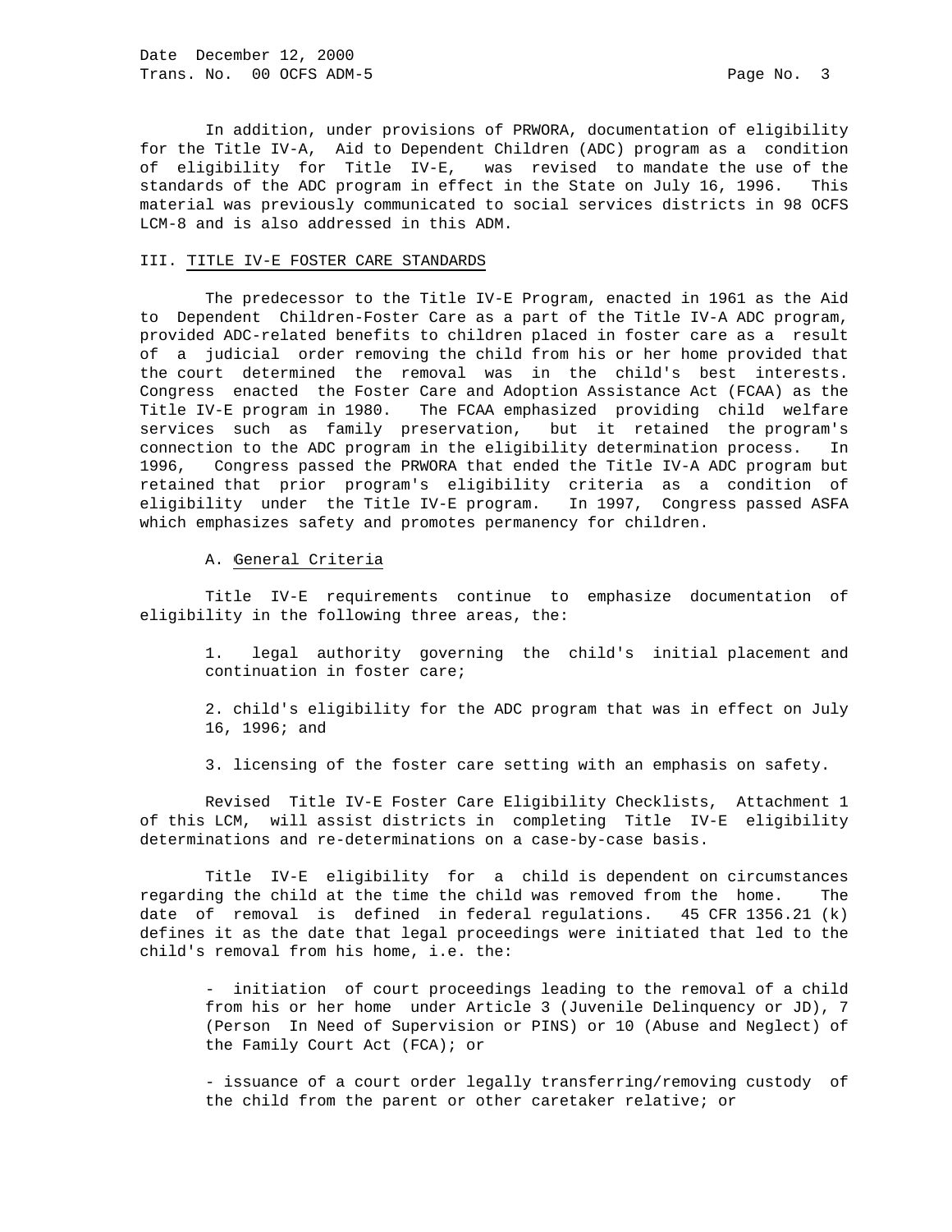In addition, under provisions of PRWORA, documentation of eligibility for the Title IV-A, Aid to Dependent Children (ADC) program as a condition of eligibility for Title IV-E, was revised to mandate the use of the standards of the ADC program in effect in the State on July 16, 1996. This material was previously communicated to social services districts in 98 OCFS LCM-8 and is also addressed in this ADM.

## III. TITLE IV-E FOSTER CARE STANDARDS

The predecessor to the Title IV-E Program, enacted in 1961 as the Aid to Dependent Children-Foster Care as a part of the Title IV-A ADC program, provided ADC-related benefits to children placed in foster care as a result of a judicial order removing the child from his or her home provided that the court determined the removal was in the child's best interests. Congress enacted the Foster Care and Adoption Assistance Act (FCAA) as the Title IV-E program in 1980. The FCAA emphasized providing child welfare services such as family preservation, but it retained the program's connection to the ADC program in the eligibility determination process. In 1996, Congress passed the PRWORA that ended the Title IV-A ADC program but retained that prior program's eligibility criteria as a condition of eligibility under the Title IV-E program. In 1997, Congress passed ASFA which emphasizes safety and promotes permanency for children.

### A. General Criteria

Title IV-E requirements continue to emphasize documentation of eligibility in the following three areas, the:

1. legal authority governing the child's initial placement and continuation in foster care;

2. child's eligibility for the ADC program that was in effect on July 16, 1996; and

3. licensing of the foster care setting with an emphasis on safety.

Revised Title IV-E Foster Care Eligibility Checklists, Attachment 1 of this LCM, will assist districts in completing Title IV-E eligibility determinations and re-determinations on a case-by-case basis.

Title IV-E eligibility for a child is dependent on circumstances regarding the child at the time the child was removed from the home. The date of removal is defined in federal regulations. 45 CFR 1356.21 (k) defines it as the date that legal proceedings were initiated that led to the child's removal from his home, i.e. the:

- initiation of court proceedings leading to the removal of a child from his or her home under Article 3 (Juvenile Delinquency or JD), 7 (Person In Need of Supervision or PINS) or 10 (Abuse and Neglect) of the Family Court Act (FCA); or

- issuance of a court order legally transferring/removing custody of the child from the parent or other caretaker relative; or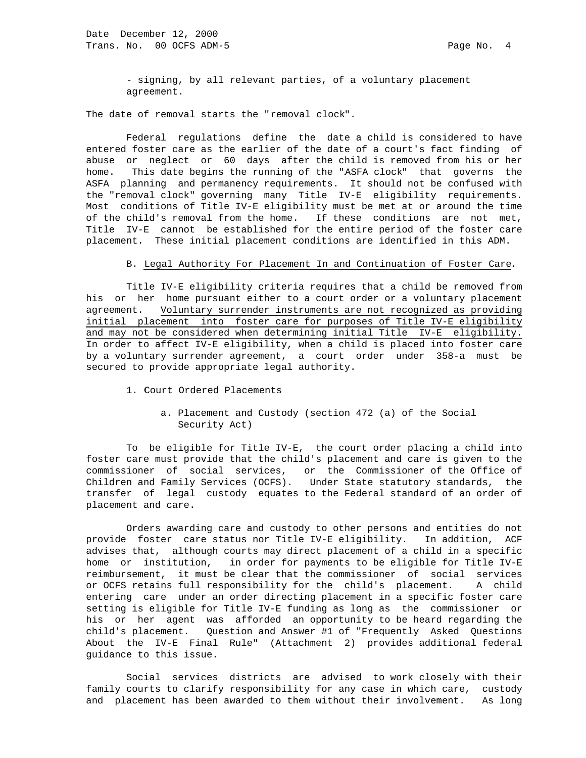- signing, by all relevant parties, of a voluntary placement agreement.

The date of removal starts the "removal clock".

Federal regulations define the date a child is considered to have entered foster care as the earlier of the date of a court's fact finding of abuse or neglect or 60 days after the child is removed from his or her home. This date begins the running of the "ASFA clock" that governs the ASFA planning and permanency requirements. It should not be confused with the "removal clock" governing many Title IV-E eligibility requirements. Most conditions of Title IV-E eligibility must be met at or around the time of the child's removal from the home. If these conditions are not met, Title IV-E cannot be established for the entire period of the foster care placement. These initial placement conditions are identified in this ADM.

B. Legal Authority For Placement In and Continuation of Foster Care.

Title IV-E eligibility criteria requires that a child be removed from his or her home pursuant either to a court order or a voluntary placement agreement. Voluntary surrender instruments are not recognized as providing initial placement into foster care for purposes of Title IV-E eligibility and may not be considered when determining initial Title IV-E eligibility. In order to affect IV-E eligibility, when a child is placed into foster care by a voluntary surrender agreement, a court order under 358-a must be secured to provide appropriate legal authority.

1. Court Ordered Placements

a. Placement and Custody (section 472 (a) of the Social Security Act)

To be eligible for Title IV-E, the court order placing a child into foster care must provide that the child's placement and care is given to the commissioner of social services, or the Commissioner of the Office of Children and Family Services (OCFS). Under State statutory standards, the transfer of legal custody equates to the Federal standard of an order of placement and care.

Orders awarding care and custody to other persons and entities do not provide foster care status nor Title IV-E eligibility. In addition, ACF advises that, although courts may direct placement of a child in a specific home or institution, in order for payments to be eligible for Title IV-E reimbursement, it must be clear that the commissioner of social services or OCFS retains full responsibility for the child's placement. A child entering care under an order directing placement in a specific foster care setting is eligible for Title IV-E funding as long as the commissioner or his or her agent was afforded an opportunity to be heard regarding the child's placement. Question and Answer #1 of "Frequently Asked Questions About the IV-E Final Rule" (Attachment 2) provides additional federal guidance to this issue.

Social services districts are advised to work closely with their family courts to clarify responsibility for any case in which care, custody and placement has been awarded to them without their involvement. As long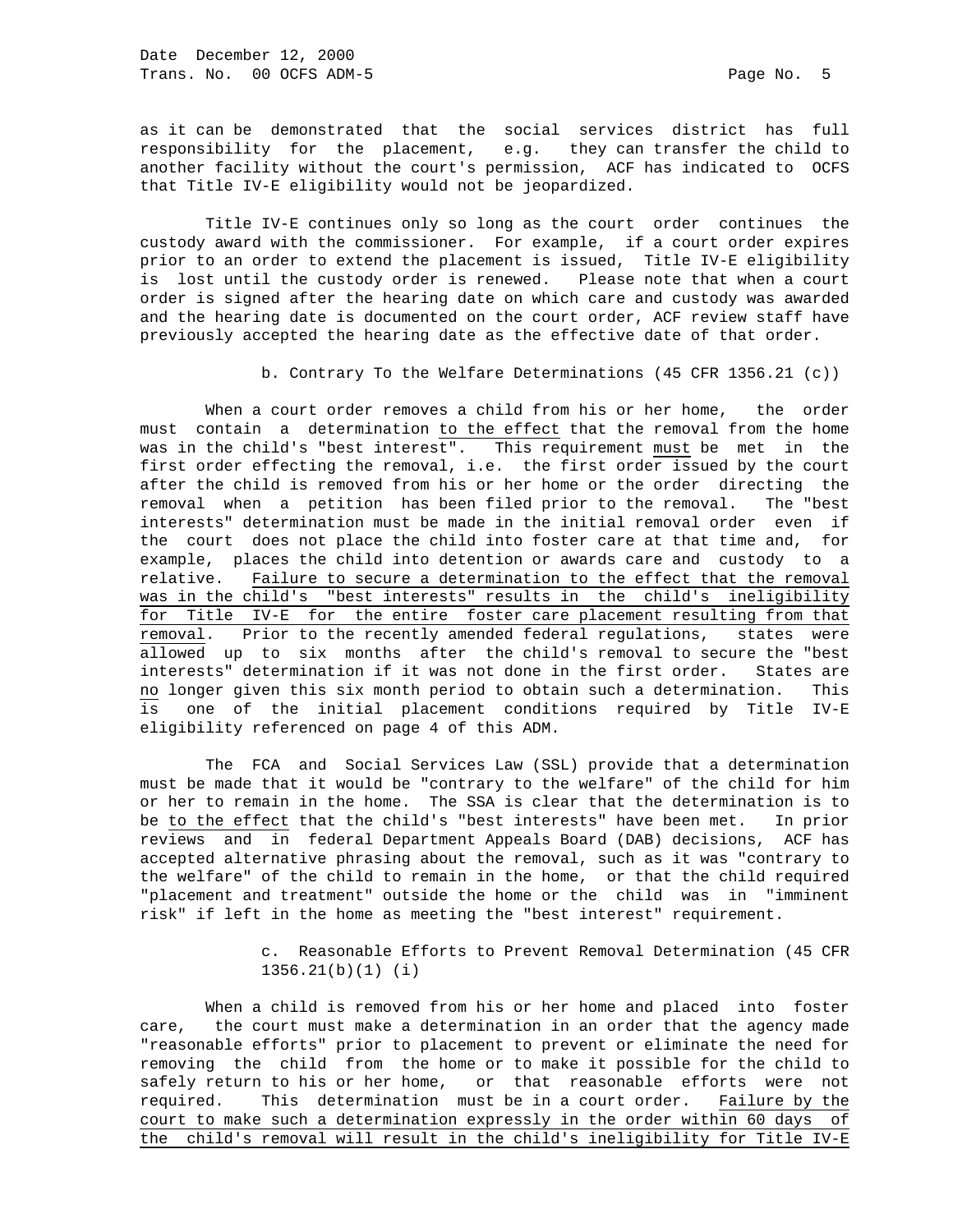as it can be demonstrated that the social services district has full responsibility for the placement, e.g. they can transfer the child to another facility without the court's permission, ACF has indicated to OCFS that Title IV-E eligibility would not be jeopardized.

Title IV-E continues only so long as the court order continues the custody award with the commissioner. For example, if a court order expires prior to an order to extend the placement is issued, Title IV-E eligibility is lost until the custody order is renewed. Please note that when a court order is signed after the hearing date on which care and custody was awarded and the hearing date is documented on the court order, ACF review staff have previously accepted the hearing date as the effective date of that order.

b. Contrary To the Welfare Determinations (45 CFR 1356.21 (c))

When a court order removes a child from his or her home, the order must contain a determination <u>to the effect</u> that the removal from the home was in the child's "best interest". This requirement <u>must</u> be met in the first order effecting the removal, i.e. the first order issued by the court after the child is removed from his or her home or the order directing the removal when a petition has been filed prior to the removal. The "best interests" determination must be made in the initial removal order even if the court does not place the child into foster care at that time and, for example, places the child into detention or awards care and custody to a relative. <u>Failure to secure a determination to the effect that the removal was in the child's "best interests" results in the child's ineligibility for Title IV-E for the entire foster care placement resulting from that removal</u>. Prior to the recently amended federal regulations, states were allowed up to six months after the child's removal to secure the "best interests" determination if it was not done in the first order. States are <u>no</u> longer given this six month period to obtain such a determination. This is one of the initial placement conditions required by Title IV-E eligibility referenced on page 4 of this ADM.

The FCA and Social Services Law (SSL) provide that a determination must be made that it would be "contrary to the welfare" of the child for him or her to remain in the home. The SSA is clear that the determination is to be <u>to the effect</u> that the child's "best interests" have been met. In prior reviews and in federal Department Appeals Board (DAB) decisions, ACF has accepted alternative phrasing about the removal, such as it was "contrary to the welfare" of the child to remain in the home, or that the child required "placement and treatment" outside the home or the child was in "imminent risk" if left in the home as meeting the "best interest" requirement.

c. Reasonable Efforts to Prevent Removal Determination (45 CFR 1356.21(b)(1) (i)

When a child is removed from his or her home and placed into foster care, the court must make a determination in an order that the agency made "reasonable efforts" prior to placement to prevent or eliminate the need for removing the child from the home or to make it possible for the child to safely return to his or her home, or that reasonable efforts were not required. This determination must be in a court order. <u>Failure by the court to make such a determination expressly in the order within 60 days of the child's removal will result in the child's ineligibility for Title IV-E</u>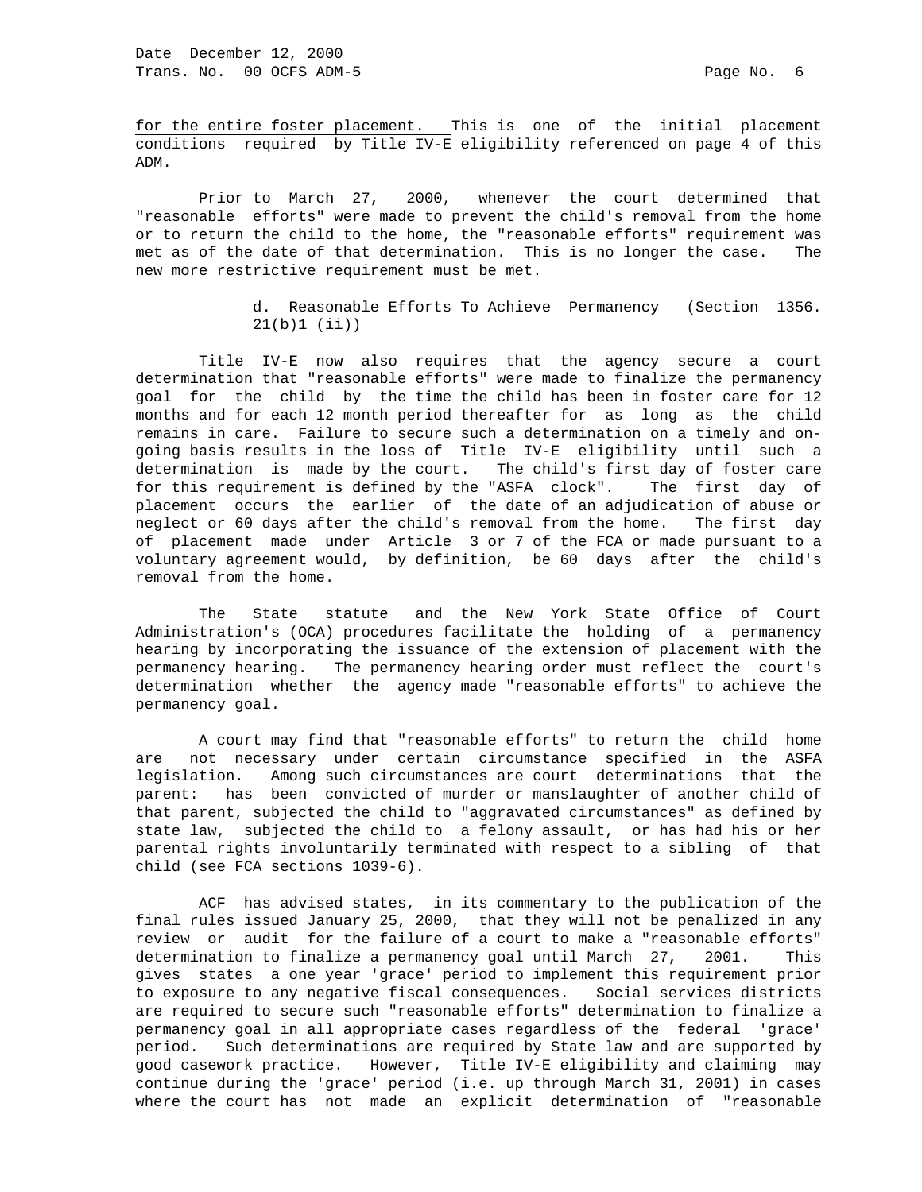for the entire foster placement. This is one of the initial placement conditions required by Title IV-E eligibility referenced on page 4 of this ADM.

Prior to March 27, 2000, whenever the court determined that "reasonable efforts" were made to prevent the child's removal from the home or to return the child to the home, the "reasonable efforts" requirement was met as of the date of that determination. This is no longer the case. The new more restrictive requirement must be met.

d. Reasonable Efforts To Achieve Permanency (Section 1356. 21(b)1 (ii))

Title IV-E now also requires that the agency secure a court determination that "reasonable efforts" were made to finalize the permanency goal for the child by the time the child has been in foster care for 12 months and for each 12 month period thereafter for as long as the child remains in care. Failure to secure such a determination on a timely and on-going basis results in the loss of Title IV-E eligibility until such a determination is made by the court. The child's first day of foster care for this requirement is defined by the "ASFA clock". The first day of placement occurs the earlier of the date of an adjudication of abuse or neglect or 60 days after the child's removal from the home. The first day of placement made under Article 3 or 7 of the FCA or made pursuant to a voluntary agreement would, by definition, be 60 days after the child's removal from the home.

The State statute and the New York State Office of Court Administration's (OCA) procedures facilitate the holding of a permanency hearing by incorporating the issuance of the extension of placement with the permanency hearing. The permanency hearing order must reflect the court's determination whether the agency made "reasonable efforts" to achieve the permanency goal.

A court may find that "reasonable efforts" to return the child home are not necessary under certain circumstance specified in the ASFA legislation. Among such circumstances are court determinations that the parent: has been convicted of murder or manslaughter of another child of that parent, subjected the child to "aggravated circumstances" as defined by state law, subjected the child to a felony assault, or has had his or her parental rights involuntarily terminated with respect to a sibling of that child (see FCA sections 1039-6).

ACF has advised states, in its commentary to the publication of the final rules issued January 25, 2000, that they will not be penalized in any review or audit for the failure of a court to make a "reasonable efforts" determination to finalize a permanency goal until March 27, 2001. This gives states a one year 'grace' period to implement this requirement prior to exposure to any negative fiscal consequences. Social services districts are required to secure such "reasonable efforts" determination to finalize a permanency goal in all appropriate cases regardless of the federal 'grace' period. Such determinations are required by State law and are supported by good casework practice. However, Title IV-E eligibility and claiming may continue during the 'grace' period (i.e. up through March 31, 2001) in cases where the court has not made an explicit determination of "reasonable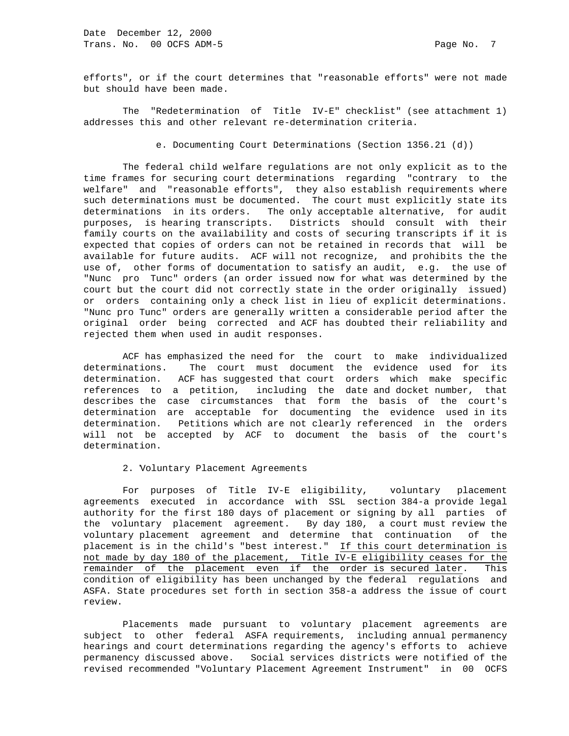efforts", or if the court determines that "reasonable efforts" were not made but should have been made.

The "Redetermination of Title IV-E" checklist" (see attachment 1) addresses this and other relevant re-determination criteria.

e. Documenting Court Determinations (Section 1356.21 (d))

The federal child welfare regulations are not only explicit as to the time frames for securing court determinations regarding "contrary to the welfare" and "reasonable efforts", they also establish requirements where such determinations must be documented. The court must explicitly state its determinations in its orders. The only acceptable alternative, for audit purposes, is hearing transcripts. Districts should consult with their family courts on the availability and costs of securing transcripts if it is expected that copies of orders can not be retained in records that will be available for future audits. ACF will not recognize, and prohibits the the use of, other forms of documentation to satisfy an audit, e.g. the use of "Nunc pro Tunc" orders (an order issued now for what was determined by the court but the court did not correctly state in the order originally issued) or orders containing only a check list in lieu of explicit determinations. "Nunc pro Tunc" orders are generally written a considerable period after the original order being corrected and ACF has doubted their reliability and rejected them when used in audit responses.

ACF has emphasized the need for the court to make individualized determinations. The court must document the evidence used for its determination. ACF has suggested that court orders which make specific references to a petition, including the date and docket number, that describes the case circumstances that form the basis of the court's determination are acceptable for documenting the evidence used in its determination. Petitions which are not clearly referenced in the orders will not be accepted by ACF to document the basis of the court's determination.

2. Voluntary Placement Agreements

For purposes of Title IV-E eligibility, voluntary placement agreements executed in accordance with SSL section 384-a provide legal authority for the first 180 days of placement or signing by all parties of the voluntary placement agreement. By day 180, a court must review the voluntary placement agreement and determine that continuation of the placement is in the child's "best interest." <u>If this court determination is not made by day 180 of the placement, Title IV-E eligibility ceases for the remainder of the placement even if the order is secured later</u>. This condition of eligibility has been unchanged by the federal regulations and ASFA. State procedures set forth in section 358-a address the issue of court review.

Placements made pursuant to voluntary placement agreements are subject to other federal ASFA requirements, including annual permanency hearings and court determinations regarding the agency's efforts to achieve permanency discussed above. Social services districts were notified of the revised recommended "Voluntary Placement Agreement Instrument" in 00 OCFS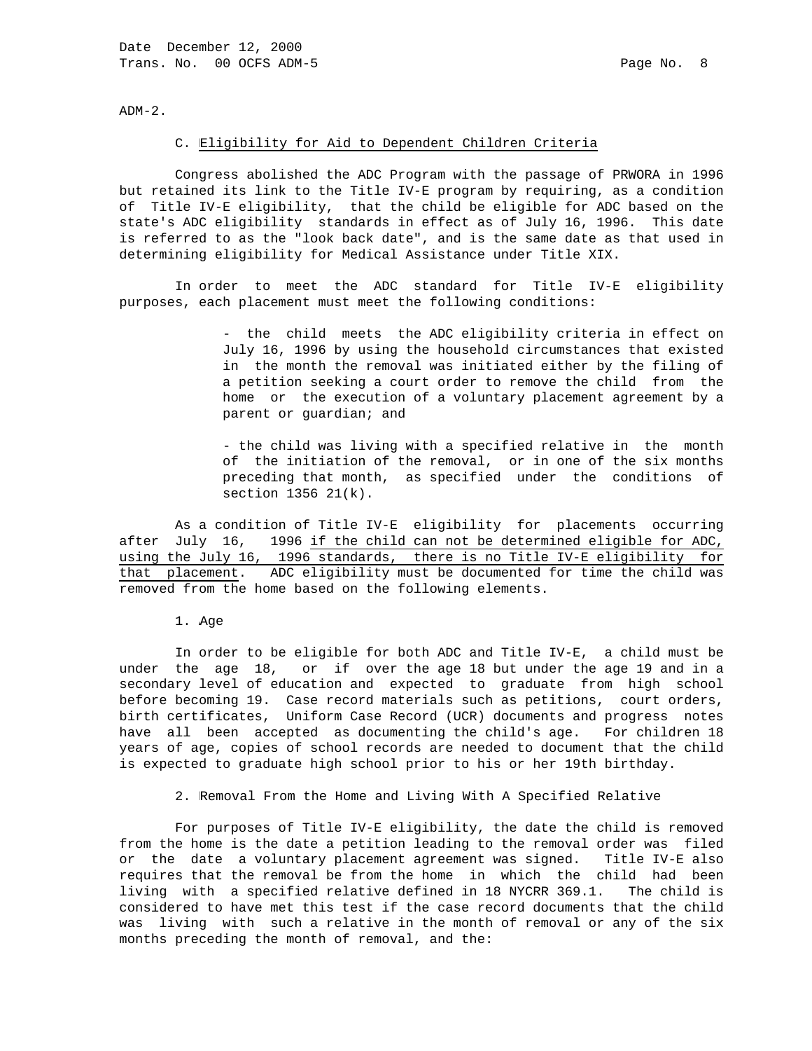ADM-2.

### C. Eligibility for Aid to Dependent Children Criteria

Congress abolished the ADC Program with the passage of PRWORA in 1996 but retained its link to the Title IV-E program by requiring, as a condition of Title IV-E eligibility, that the child be eligible for ADC based on the state's ADC eligibility standards in effect as of July 16, 1996. This date is referred to as the "look back date", and is the same date as that used in determining eligibility for Medical Assistance under Title XIX.

In order to meet the ADC standard for Title IV-E eligibility purposes, each placement must meet the following conditions:

- the child meets the ADC eligibility criteria in effect on July 16, 1996 by using the household circumstances that existed in the month the removal was initiated either by the filing of a petition seeking a court order to remove the child from the home or the execution of a voluntary placement agreement by a parent or guardian; and

- the child was living with a specified relative in the month of the initiation of the removal, or in one of the six months preceding that month, as specified under the conditions of section 1356 21(k).

As a condition of Title IV-E eligibility for placements occurring after July 16, 1996 <u>if the child can not be determined eligible for ADC, using the July 16, 1996 standards, there is no Title IV-E eligibility for that placement</u>. ADC eligibility must be documented for time the child was removed from the home based on the following elements.

1. Age

In order to be eligible for both ADC and Title IV-E, a child must be under the age 18, or if over the age 18 but under the age 19 and in a secondary level of education and expected to graduate from high school before becoming 19. Case record materials such as petitions, court orders, birth certificates, Uniform Case Record (UCR) documents and progress notes have all been accepted as documenting the child's age. For children 18 years of age, copies of school records are needed to document that the child is expected to graduate high school prior to his or her 19th birthday.

2. Removal From the Home and Living With A Specified Relative

For purposes of Title IV-E eligibility, the date the child is removed from the home is the date a petition leading to the removal order was filed or the date a voluntary placement agreement was signed. Title IV-E also requires that the removal be from the home in which the child had been living with a specified relative defined in 18 NYCRR 369.1. The child is considered to have met this test if the case record documents that the child was living with such a relative in the month of removal or any of the six months preceding the month of removal, and the: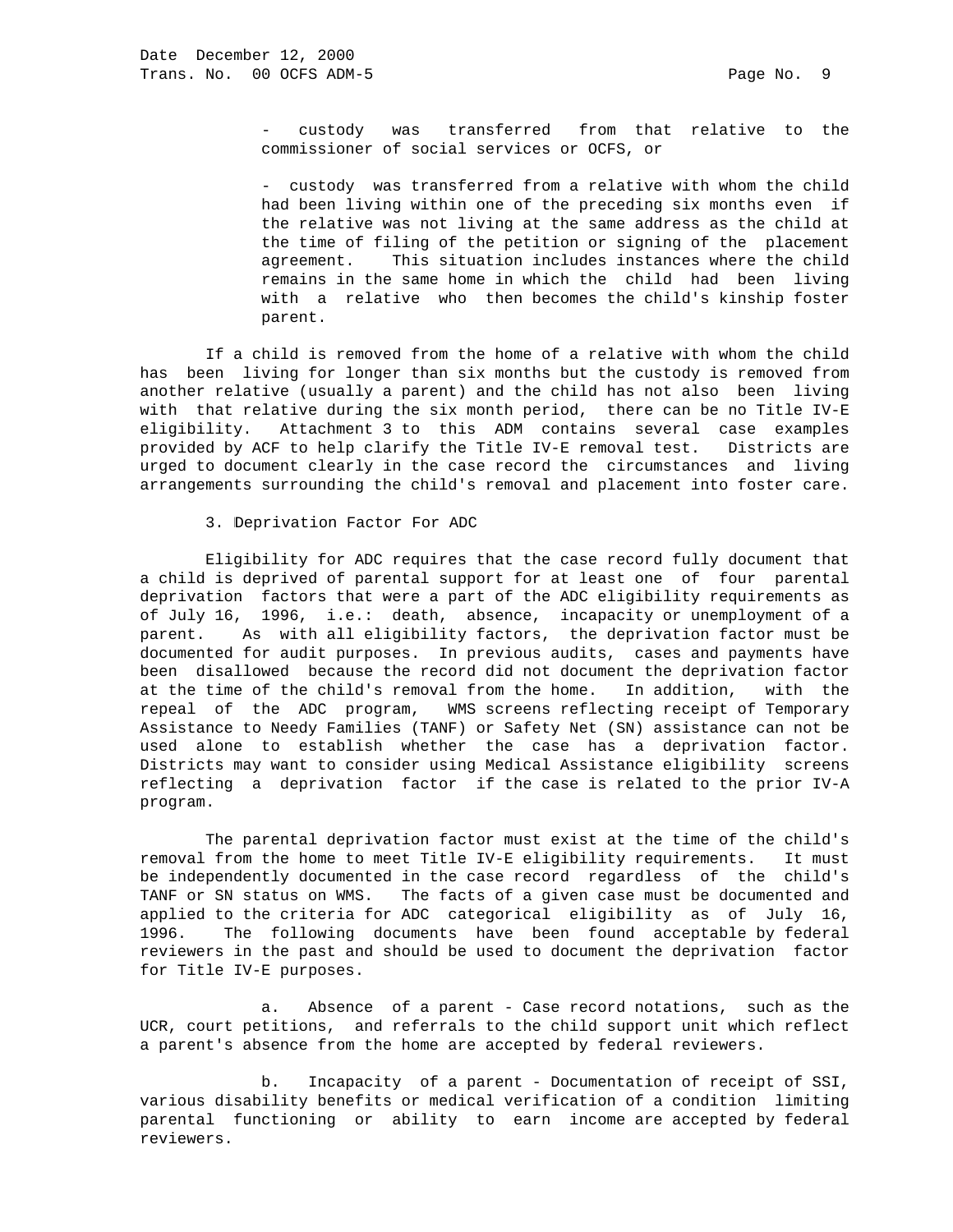- custody was transferred from that relative to the commissioner of social services or OCFS, or

- custody was transferred from a relative with whom the child had been living within one of the preceding six months even if the relative was not living at the same address as the child at the time of filing of the petition or signing of the placement agreement. This situation includes instances where the child remains in the same home in which the child had been living with a relative who then becomes the child's kinship foster parent.

If a child is removed from the home of a relative with whom the child has been living for longer than six months but the custody is removed from another relative (usually a parent) and the child has not also been living with that relative during the six month period, there can be no Title IV-E eligibility. Attachment 3 to this ADM contains several case examples provided by ACF to help clarify the Title IV-E removal test. Districts are urged to document clearly in the case record the circumstances and living arrangements surrounding the child's removal and placement into foster care.

3. Deprivation Factor For ADC

Eligibility for ADC requires that the case record fully document that a child is deprived of parental support for at least one of four parental deprivation factors that were a part of the ADC eligibility requirements as of July 16, 1996, i.e.: death, absence, incapacity or unemployment of a parent. As with all eligibility factors, the deprivation factor must be documented for audit purposes. In previous audits, cases and payments have been disallowed because the record did not document the deprivation factor at the time of the child's removal from the home. In addition, with the repeal of the ADC program, WMS screens reflecting receipt of Temporary Assistance to Needy Families (TANF) or Safety Net (SN) assistance can not be used alone to establish whether the case has a deprivation factor. Districts may want to consider using Medical Assistance eligibility screens reflecting a deprivation factor if the case is related to the prior IV-A program.

The parental deprivation factor must exist at the time of the child's removal from the home to meet Title IV-E eligibility requirements. It must be independently documented in the case record regardless of the child's TANF or SN status on WMS. The facts of a given case must be documented and applied to the criteria for ADC categorical eligibility as of July 16, 1996. The following documents have been found acceptable by federal reviewers in the past and should be used to document the deprivation factor for Title IV-E purposes.

a. Absence of a parent - Case record notations, such as the UCR, court petitions, and referrals to the child support unit which reflect a parent's absence from the home are accepted by federal reviewers.

b. Incapacity of a parent - Documentation of receipt of SSI, various disability benefits or medical verification of a condition limiting parental functioning or ability to earn income are accepted by federal reviewers.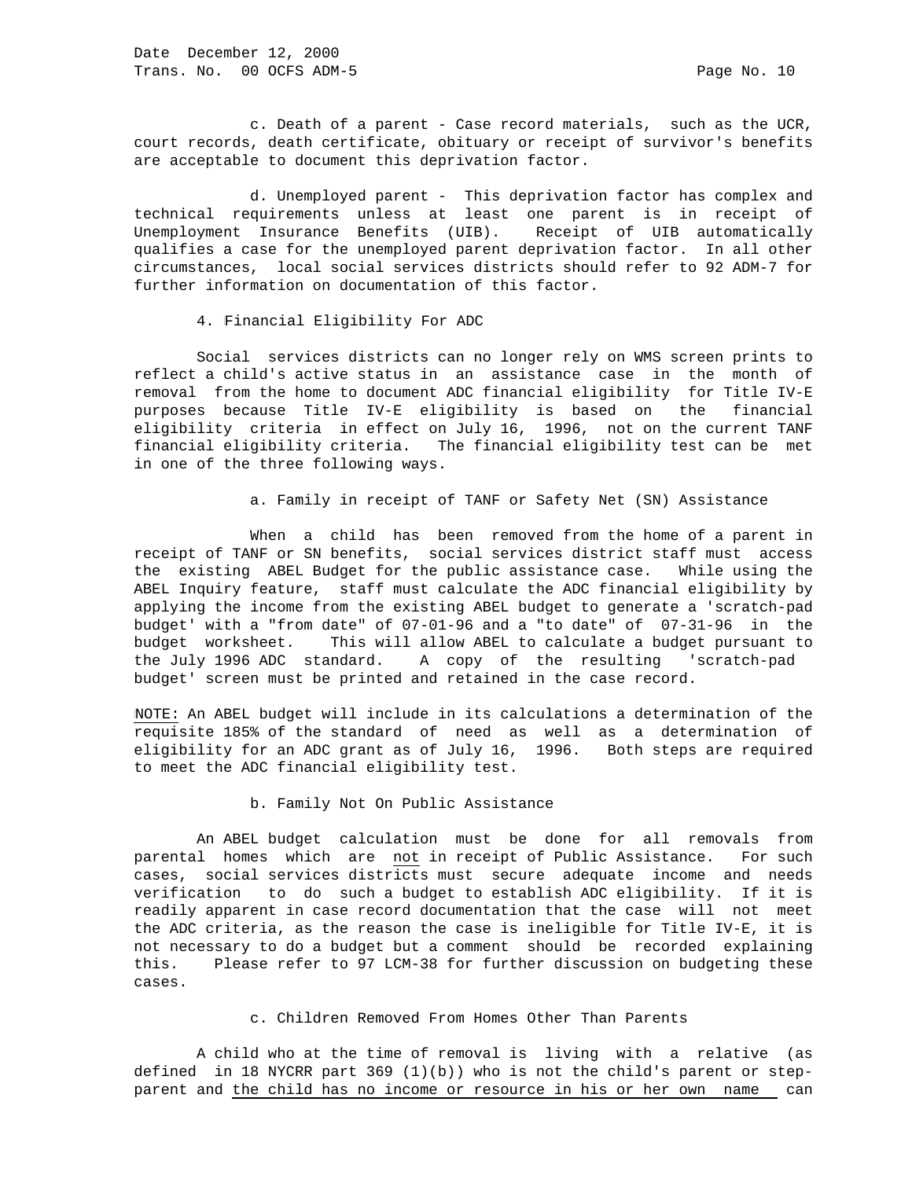c. Death of a parent - Case record materials, such as the UCR, court records, death certificate, obituary or receipt of survivor's benefits are acceptable to document this deprivation factor.

d. Unemployed parent - This deprivation factor has complex and technical requirements unless at least one parent is in receipt of Unemployment Insurance Benefits (UIB). Receipt of UIB automatically qualifies a case for the unemployed parent deprivation factor. In all other circumstances, local social services districts should refer to 92 ADM-7 for further information on documentation of this factor.

4. Financial Eligibility For ADC

Social services districts can no longer rely on WMS screen prints to reflect a child's active status in an assistance case in the month of removal from the home to document ADC financial eligibility for Title IV-E purposes because Title IV-E eligibility is based on the financial eligibility criteria in effect on July 16, 1996, not on the current TANF financial eligibility criteria. The financial eligibility test can be met in one of the three following ways.

a. Family in receipt of TANF or Safety Net (SN) Assistance

When a child has been removed from the home of a parent in receipt of TANF or SN benefits, social services district staff must access the existing ABEL Budget for the public assistance case. While using the ABEL Inquiry feature, staff must calculate the ADC financial eligibility by applying the income from the existing ABEL budget to generate a 'scratch-pad budget' with a "from date" of 07-01-96 and a "to date" of 07-31-96 in the budget worksheet. This will allow ABEL to calculate a budget pursuant to the July 1996 ADC standard. A copy of the resulting 'scratch-pad budget' screen must be printed and retained in the case record.

<u>NOTE:</u> An ABEL budget will include in its calculations a determination of the requisite 185% of the standard of need as well as a determination of eligibility for an ADC grant as of July 16, 1996. Both steps are required to meet the ADC financial eligibility test.

b. Family Not On Public Assistance

An ABEL budget calculation must be done for all removals from parental homes which are <u>not</u> in receipt of Public Assistance. For such cases, social services districts must secure adequate income and needs verification to do such a budget to establish ADC eligibility. If it is readily apparent in case record documentation that the case will not meet the ADC criteria, as the reason the case is ineligible for Title IV-E, it is not necessary to do a budget but a comment should be recorded explaining this. Please refer to 97 LCM-38 for further discussion on budgeting these cases.

c. Children Removed From Homes Other Than Parents

A child who at the time of removal is living with a relative (as defined in 18 NYCRR part 369 (1)(b)) who is not the child's parent or step-parent and <u>the child has no income or resource in his or her own name</u> can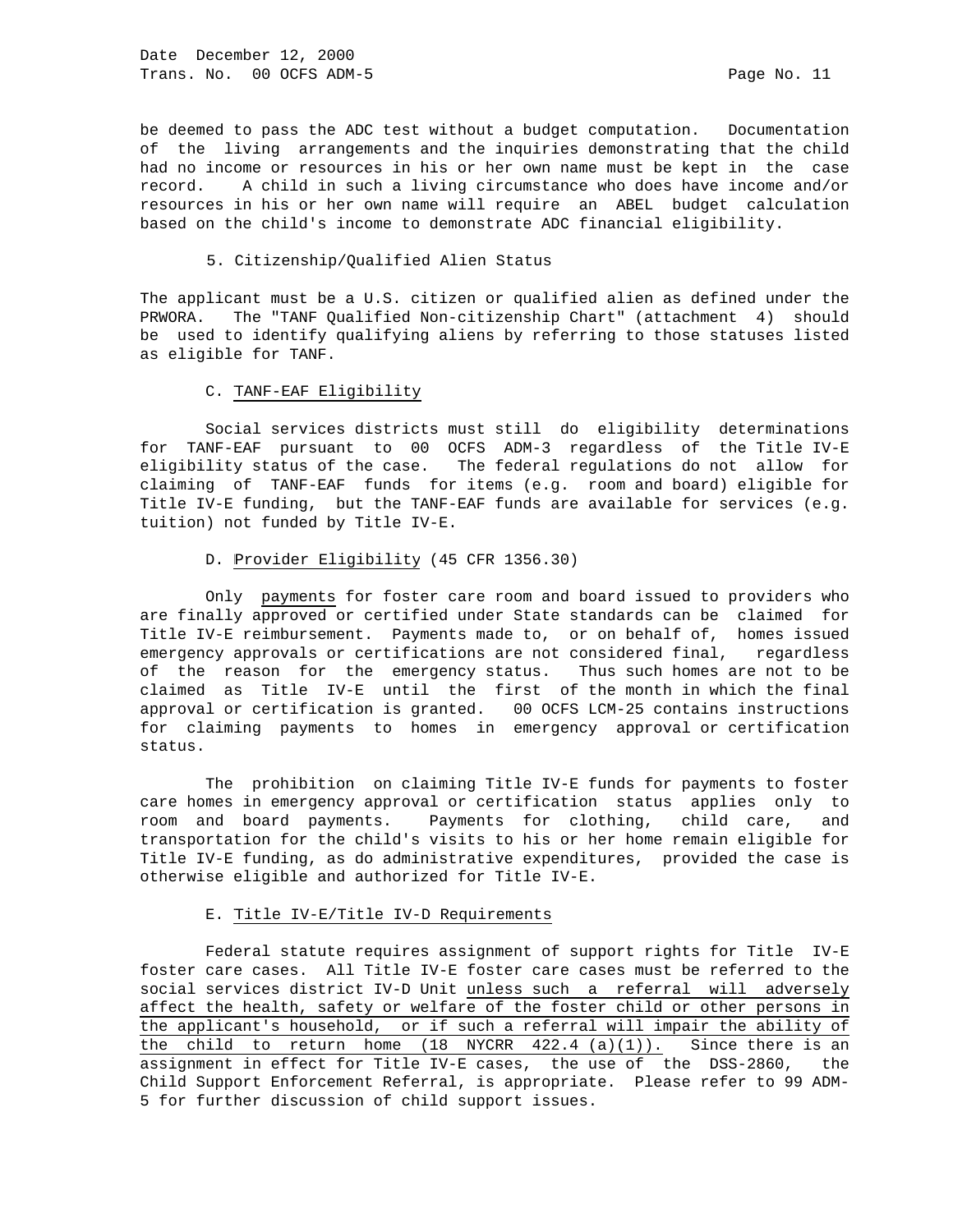be deemed to pass the ADC test without a budget computation. Documentation of the living arrangements and the inquiries demonstrating that the child had no income or resources in his or her own name must be kept in the case record. A child in such a living circumstance who does have income and/or resources in his or her own name will require an ABEL budget calculation based on the child's income to demonstrate ADC financial eligibility.

5. Citizenship/Qualified Alien Status

The applicant must be a U.S. citizen or qualified alien as defined under the PRWORA. The "TANF Qualified Non-citizenship Chart" (attachment 4) should be used to identify qualifying aliens by referring to those statuses listed as eligible for TANF.

C. TANF-EAF Eligibility

Social services districts must still do eligibility determinations for TANF-EAF pursuant to 00 OCFS ADM-3 regardless of the Title IV-E eligibility status of the case. The federal regulations do not allow for claiming of TANF-EAF funds for items (e.g. room and board) eligible for Title IV-E funding, but the TANF-EAF funds are available for services (e.g. tuition) not funded by Title IV-E.

D. Provider Eligibility (45 CFR 1356.30)

Only payments for foster care room and board issued to providers who are finally approved or certified under State standards can be claimed for Title IV-E reimbursement. Payments made to, or on behalf of, homes issued emergency approvals or certifications are not considered final, regardless of the reason for the emergency status. Thus such homes are not to be claimed as Title IV-E until the first of the month in which the final approval or certification is granted. 00 OCFS LCM-25 contains instructions for claiming payments to homes in emergency approval or certification status.

The prohibition on claiming Title IV-E funds for payments to foster care homes in emergency approval or certification status applies only to room and board payments. Payments for clothing, child care, and transportation for the child's visits to his or her home remain eligible for Title IV-E funding, as do administrative expenditures, provided the case is otherwise eligible and authorized for Title IV-E.

E. Title IV-E/Title IV-D Requirements

Federal statute requires assignment of support rights for Title IV-E foster care cases. All Title IV-E foster care cases must be referred to the social services district IV-D Unit unless such a referral will adversely affect the health, safety or welfare of the foster child or other persons in the applicant's household, or if such a referral will impair the ability of the child to return home (18 NYCRR 422.4 (a)(1)). Since there is an assignment in effect for Title IV-E cases, the use of the DSS-2860, the Child Support Enforcement Referral, is appropriate. Please refer to 99 ADM-5 for further discussion of child support issues.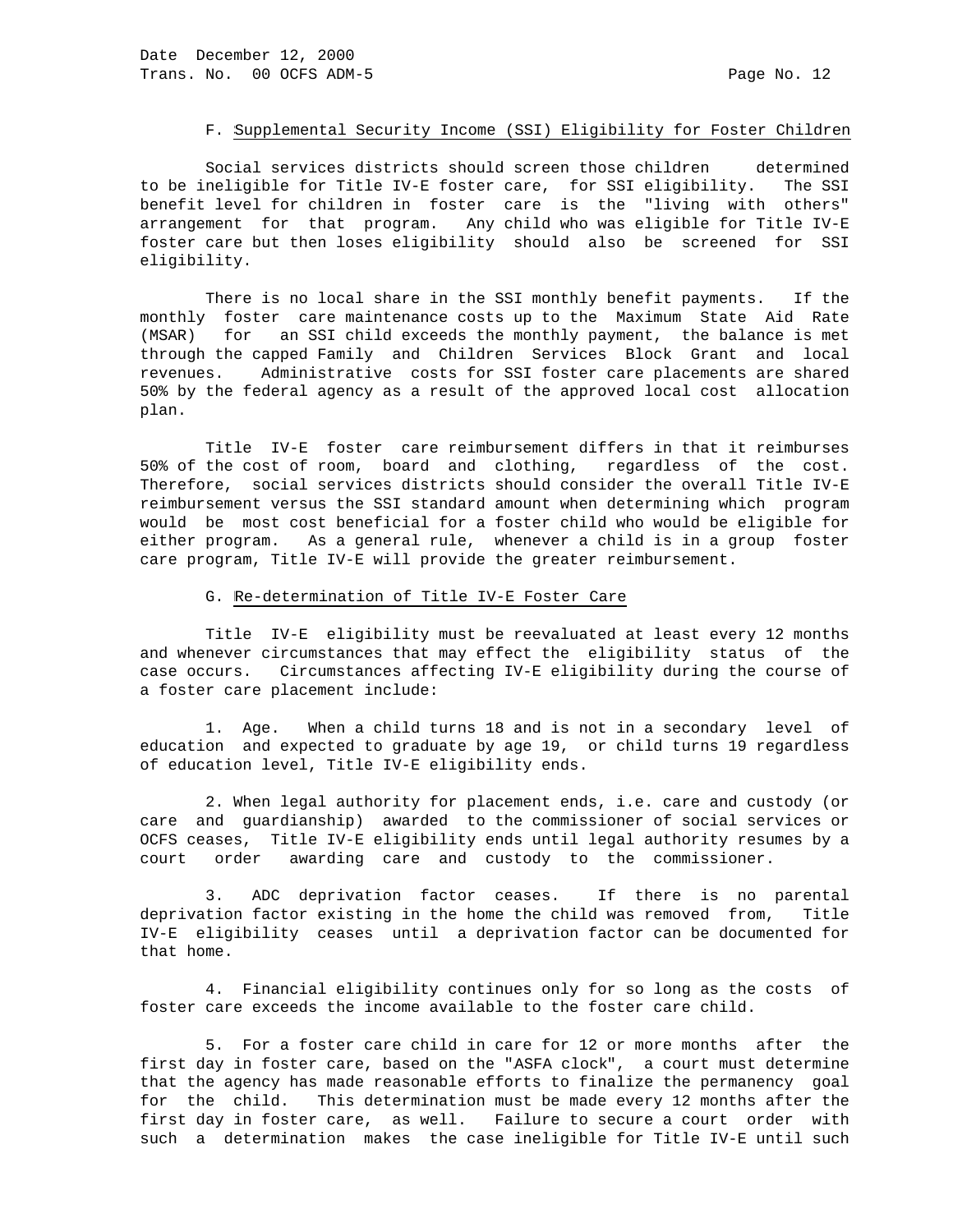### F. Supplemental Security Income (SSI) Eligibility for Foster Children

Social services districts should screen those children determined to be ineligible for Title IV-E foster care, for SSI eligibility. The SSI benefit level for children in foster care is the "living with others" arrangement for that program. Any child who was eligible for Title IV-E foster care but then loses eligibility should also be screened for SSI eligibility.

There is no local share in the SSI monthly benefit payments. If the monthly foster care maintenance costs up to the Maximum State Aid Rate (MSAR) for an SSI child exceeds the monthly payment, the balance is met through the capped Family and Children Services Block Grant and local revenues. Administrative costs for SSI foster care placements are shared 50% by the federal agency as a result of the approved local cost allocation plan.

Title IV-E foster care reimbursement differs in that it reimburses 50% of the cost of room, board and clothing, regardless of the cost. Therefore, social services districts should consider the overall Title IV-E reimbursement versus the SSI standard amount when determining which program would be most cost beneficial for a foster child who would be eligible for either program. As a general rule, whenever a child is in a group foster care program, Title IV-E will provide the greater reimbursement.

### G. Re-determination of Title IV-E Foster Care

Title IV-E eligibility must be reevaluated at least every 12 months and whenever circumstances that may effect the eligibility status of the case occurs. Circumstances affecting IV-E eligibility during the course of a foster care placement include:

1. Age. When a child turns 18 and is not in a secondary level of education and expected to graduate by age 19, or child turns 19 regardless of education level, Title IV-E eligibility ends.

2. When legal authority for placement ends, i.e. care and custody (or care and guardianship) awarded to the commissioner of social services or OCFS ceases, Title IV-E eligibility ends until legal authority resumes by a court order awarding care and custody to the commissioner.

3. ADC deprivation factor ceases. If there is no parental deprivation factor existing in the home the child was removed from, Title IV-E eligibility ceases until a deprivation factor can be documented for that home.

4. Financial eligibility continues only for so long as the costs of foster care exceeds the income available to the foster care child.

5. For a foster care child in care for 12 or more months after the first day in foster care, based on the "ASFA clock", a court must determine that the agency has made reasonable efforts to finalize the permanency goal for the child. This determination must be made every 12 months after the first day in foster care, as well. Failure to secure a court order with such a determination makes the case ineligible for Title IV-E until such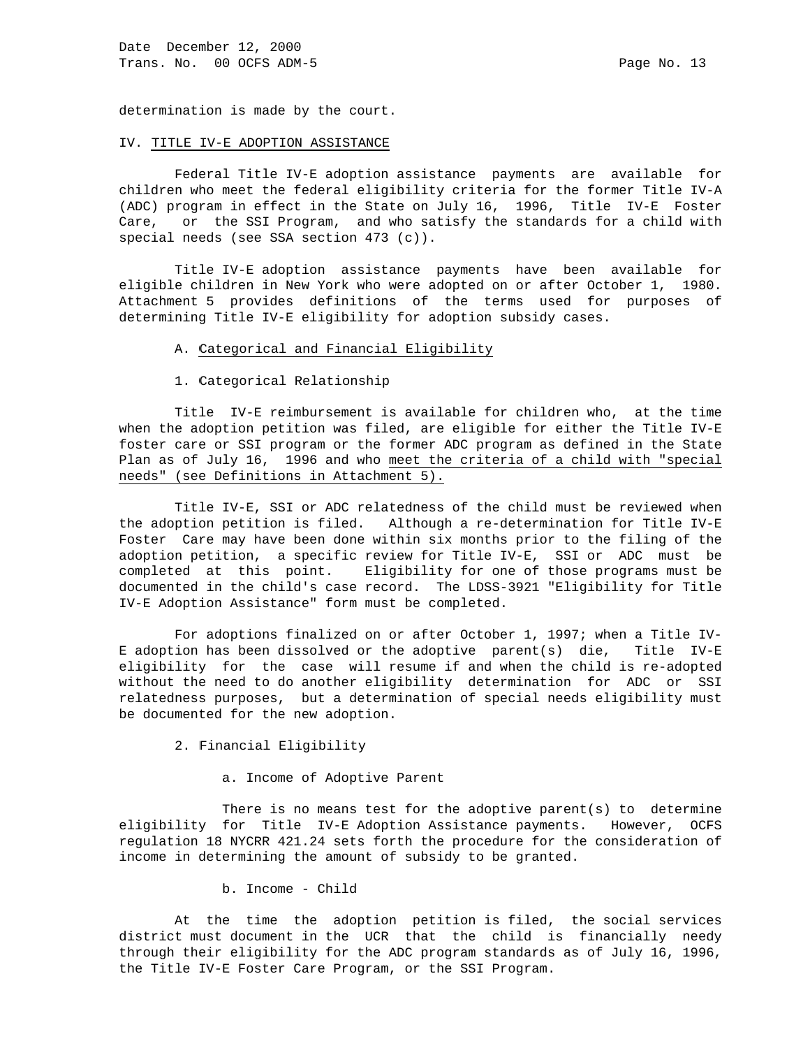determination is made by the court.

## IV. TITLE IV-E ADOPTION ASSISTANCE

Federal Title IV-E adoption assistance payments are available for children who meet the federal eligibility criteria for the former Title IV-A (ADC) program in effect in the State on July 16, 1996, Title IV-E Foster Care, or the SSI Program, and who satisfy the standards for a child with special needs (see SSA section 473 (c)).

Title IV-E adoption assistance payments have been available for eligible children in New York who were adopted on or after October 1, 1980. Attachment 5 provides definitions of the terms used for purposes of determining Title IV-E eligibility for adoption subsidy cases.

### A. Categorical and Financial Eligibility

#### 1. Categorical Relationship

Title IV-E reimbursement is available for children who, at the time when the adoption petition was filed, are eligible for either the Title IV-E foster care or SSI program or the former ADC program as defined in the State Plan as of July 16, 1996 and who meet the criteria of a child with "special needs" (see Definitions in Attachment 5).

Title IV-E, SSI or ADC relatedness of the child must be reviewed when the adoption petition is filed. Although a re-determination for Title IV-E Foster Care may have been done within six months prior to the filing of the adoption petition, a specific review for Title IV-E, SSI or ADC must be completed at this point. Eligibility for one of those programs must be documented in the child's case record. The LDSS-3921 "Eligibility for Title IV-E Adoption Assistance" form must be completed.

For adoptions finalized on or after October 1, 1997; when a Title IV-E adoption has been dissolved or the adoptive parent(s) die, Title IV-E eligibility for the case will resume if and when the child is re-adopted without the need to do another eligibility determination for ADC or SSI relatedness purposes, but a determination of special needs eligibility must be documented for the new adoption.

#### 2. Financial Eligibility

##### a. Income of Adoptive Parent

There is no means test for the adoptive parent(s) to determine eligibility for Title IV-E Adoption Assistance payments. However, OCFS regulation 18 NYCRR 421.24 sets forth the procedure for the consideration of income in determining the amount of subsidy to be granted.

##### b. Income - Child

At the time the adoption petition is filed, the social services district must document in the UCR that the child is financially needy through their eligibility for the ADC program standards as of July 16, 1996, the Title IV-E Foster Care Program, or the SSI Program.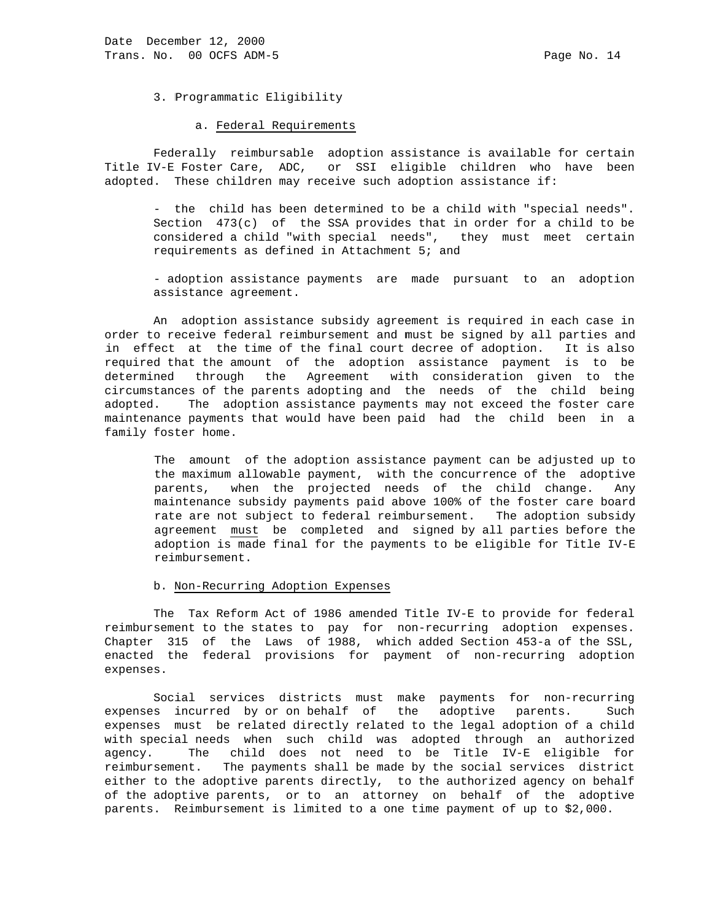3. Programmatic Eligibility

a. Federal Requirements

Federally reimbursable adoption assistance is available for certain Title IV-E Foster Care, ADC, or SSI eligible children who have been adopted. These children may receive such adoption assistance if:

- the child has been determined to be a child with "special needs". Section 473(c) of the SSA provides that in order for a child to be considered a child "with special needs", they must meet certain requirements as defined in Attachment 5; and

- adoption assistance payments are made pursuant to an adoption assistance agreement.

An adoption assistance subsidy agreement is required in each case in order to receive federal reimbursement and must be signed by all parties and in effect at the time of the final court decree of adoption. It is also required that the amount of the adoption assistance payment is to be determined through the Agreement with consideration given to the circumstances of the parents adopting and the needs of the child being adopted. The adoption assistance payments may not exceed the foster care maintenance payments that would have been paid had the child been in a family foster home.

The amount of the adoption assistance payment can be adjusted up to the maximum allowable payment, with the concurrence of the adoptive parents, when the projected needs of the child change. Any maintenance subsidy payments paid above 100% of the foster care board rate are not subject to federal reimbursement. The adoption subsidy agreement must be completed and signed by all parties before the adoption is made final for the payments to be eligible for Title IV-E reimbursement.

b. Non-Recurring Adoption Expenses

The Tax Reform Act of 1986 amended Title IV-E to provide for federal reimbursement to the states to pay for non-recurring adoption expenses. Chapter 315 of the Laws of 1988, which added Section 453-a of the SSL, enacted the federal provisions for payment of non-recurring adoption expenses.

Social services districts must make payments for non-recurring expenses incurred by or on behalf of the adoptive parents. Such expenses must be related directly related to the legal adoption of a child with special needs when such child was adopted through an authorized agency. The child does not need to be Title IV-E eligible for reimbursement. The payments shall be made by the social services district either to the adoptive parents directly, to the authorized agency on behalf of the adoptive parents, or to an attorney on behalf of the adoptive parents. Reimbursement is limited to a one time payment of up to $2,000.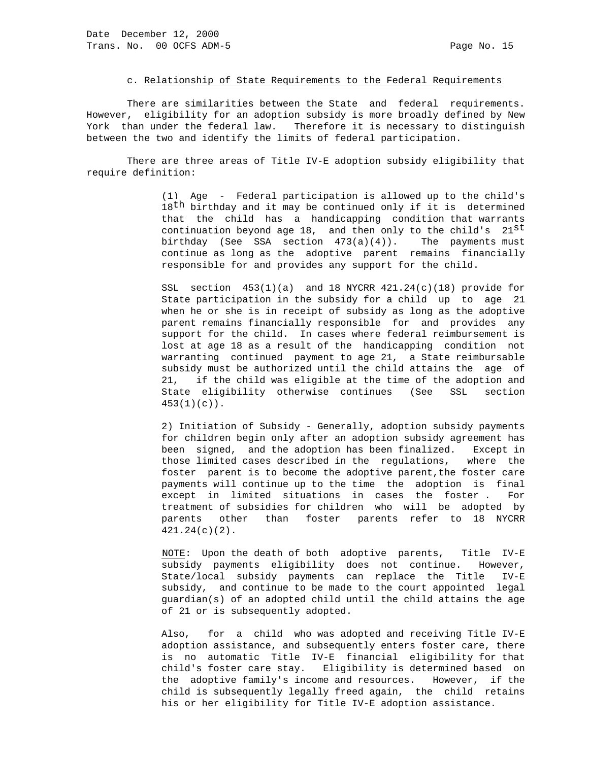c. Relationship of State Requirements to the Federal Requirements

There are similarities between the State and federal requirements. However, eligibility for an adoption subsidy is more broadly defined by New York than under the federal law. Therefore it is necessary to distinguish between the two and identify the limits of federal participation.

There are three areas of Title IV-E adoption subsidy eligibility that require definition:

(1) Age - Federal participation is allowed up to the child's 18th birthday and it may be continued only if it is determined that the child has a handicapping condition that warrants continuation beyond age 18, and then only to the child's 21st birthday (See SSA section 473(a)(4)). The payments must continue as long as the adoptive parent remains financially responsible for and provides any support for the child.

SSL section 453(1)(a) and 18 NYCRR 421.24(c)(18) provide for State participation in the subsidy for a child up to age 21 when he or she is in receipt of subsidy as long as the adoptive parent remains financially responsible for and provides any support for the child. In cases where federal reimbursement is lost at age 18 as a result of the handicapping condition not warranting continued payment to age 21, a State reimbursable subsidy must be authorized until the child attains the age of 21, if the child was eligible at the time of the adoption and State eligibility otherwise continues (See SSL section 453(1)(c)).

2) Initiation of Subsidy - Generally, adoption subsidy payments for children begin only after an adoption subsidy agreement has been signed, and the adoption has been finalized. Except in those limited cases described in the regulations, where the foster parent is to become the adoptive parent,the foster care payments will continue up to the time the adoption is final except in limited situations in cases the foster . For treatment of subsidies for children who will be adopted by parents other than foster parents refer to 18 NYCRR 421.24(c)(2).

NOTE: Upon the death of both adoptive parents, Title IV-E subsidy payments eligibility does not continue. However, State/local subsidy payments can replace the Title IV-E subsidy, and continue to be made to the court appointed legal guardian(s) of an adopted child until the child attains the age of 21 or is subsequently adopted.

Also, for a child who was adopted and receiving Title IV-E adoption assistance, and subsequently enters foster care, there is no automatic Title IV-E financial eligibility for that child's foster care stay. Eligibility is determined based on the adoptive family's income and resources. However, if the child is subsequently legally freed again, the child retains his or her eligibility for Title IV-E adoption assistance.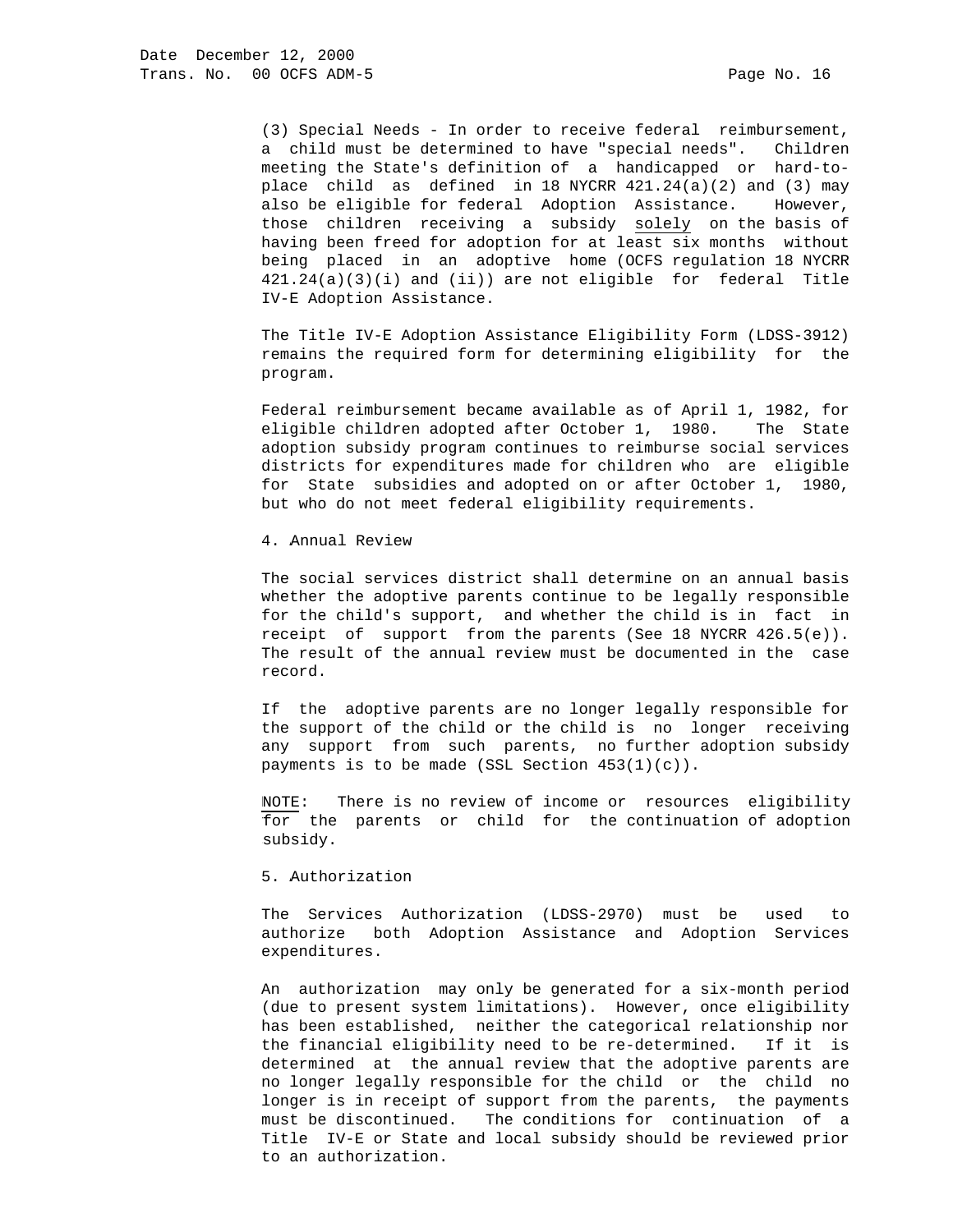(3) Special Needs - In order to receive federal reimbursement, a child must be determined to have "special needs". Children meeting the State's definition of a handicapped or hard-to-place child as defined in 18 NYCRR 421.24(a)(2) and (3) may also be eligible for federal Adoption Assistance. However, those children receiving a subsidy <u>solely</u> on the basis of having been freed for adoption for at least six months without being placed in an adoptive home (OCFS regulation 18 NYCRR 421.24(a)(3)(i) and (ii)) are not eligible for federal Title IV-E Adoption Assistance.

The Title IV-E Adoption Assistance Eligibility Form (LDSS-3912) remains the required form for determining eligibility for the program.

Federal reimbursement became available as of April 1, 1982, for eligible children adopted after October 1, 1980. The State adoption subsidy program continues to reimburse social services districts for expenditures made for children who are eligible for State subsidies and adopted on or after October 1, 1980, but who do not meet federal eligibility requirements.

4. Annual Review

The social services district shall determine on an annual basis whether the adoptive parents continue to be legally responsible for the child's support, and whether the child is in fact in receipt of support from the parents (See 18 NYCRR 426.5(e)). The result of the annual review must be documented in the case record.

If the adoptive parents are no longer legally responsible for the support of the child or the child is no longer receiving any support from such parents, no further adoption subsidy payments is to be made (SSL Section 453(1)(c)).

<u>NOTE</u>: There is no review of income or resources eligibility for the parents or child for the continuation of adoption subsidy.

5. Authorization

The Services Authorization (LDSS-2970) must be used to authorize both Adoption Assistance and Adoption Services expenditures.

An authorization may only be generated for a six-month period (due to present system limitations). However, once eligibility has been established, neither the categorical relationship nor the financial eligibility need to be re-determined. If it is determined at the annual review that the adoptive parents are no longer legally responsible for the child or the child no longer is in receipt of support from the parents, the payments must be discontinued. The conditions for continuation of a Title IV-E or State and local subsidy should be reviewed prior to an authorization.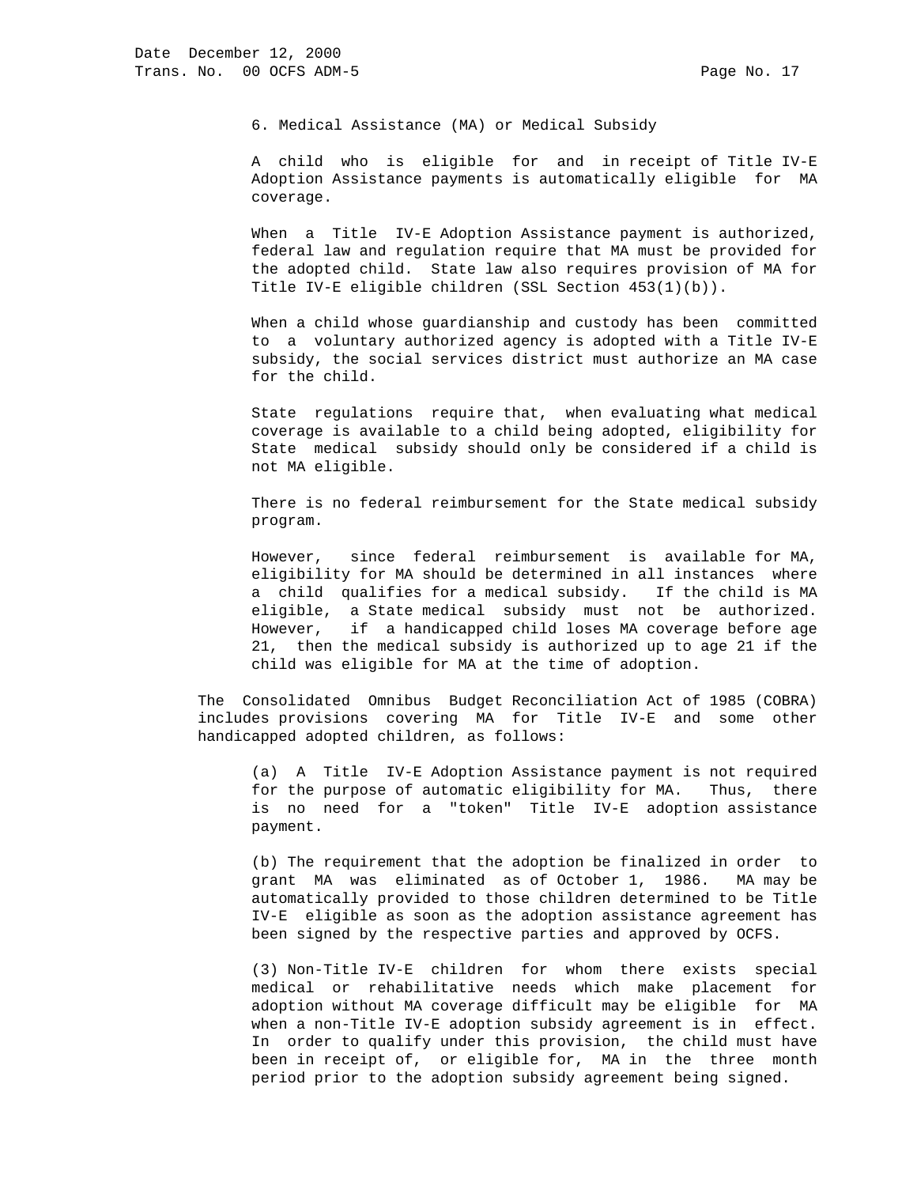6. Medical Assistance (MA) or Medical Subsidy

A child who is eligible for and in receipt of Title IV-E Adoption Assistance payments is automatically eligible for MA coverage.

When a Title IV-E Adoption Assistance payment is authorized, federal law and regulation require that MA must be provided for the adopted child. State law also requires provision of MA for Title IV-E eligible children (SSL Section 453(1)(b)).

When a child whose guardianship and custody has been committed to a voluntary authorized agency is adopted with a Title IV-E subsidy, the social services district must authorize an MA case for the child.

State regulations require that, when evaluating what medical coverage is available to a child being adopted, eligibility for State medical subsidy should only be considered if a child is not MA eligible.

There is no federal reimbursement for the State medical subsidy program.

However, since federal reimbursement is available for MA, eligibility for MA should be determined in all instances where a child qualifies for a medical subsidy. If the child is MA eligible, a State medical subsidy must not be authorized. However, if a handicapped child loses MA coverage before age 21, then the medical subsidy is authorized up to age 21 if the child was eligible for MA at the time of adoption.

The Consolidated Omnibus Budget Reconciliation Act of 1985 (COBRA) includes provisions covering MA for Title IV-E and some other handicapped adopted children, as follows:

(a) A Title IV-E Adoption Assistance payment is not required for the purpose of automatic eligibility for MA. Thus, there is no need for a "token" Title IV-E adoption assistance payment.

(b) The requirement that the adoption be finalized in order to grant MA was eliminated as of October 1, 1986. MA may be automatically provided to those children determined to be Title IV-E eligible as soon as the adoption assistance agreement has been signed by the respective parties and approved by OCFS.

(3) Non-Title IV-E children for whom there exists special medical or rehabilitative needs which make placement for adoption without MA coverage difficult may be eligible for MA when a non-Title IV-E adoption subsidy agreement is in effect. In order to qualify under this provision, the child must have been in receipt of, or eligible for, MA in the three month period prior to the adoption subsidy agreement being signed.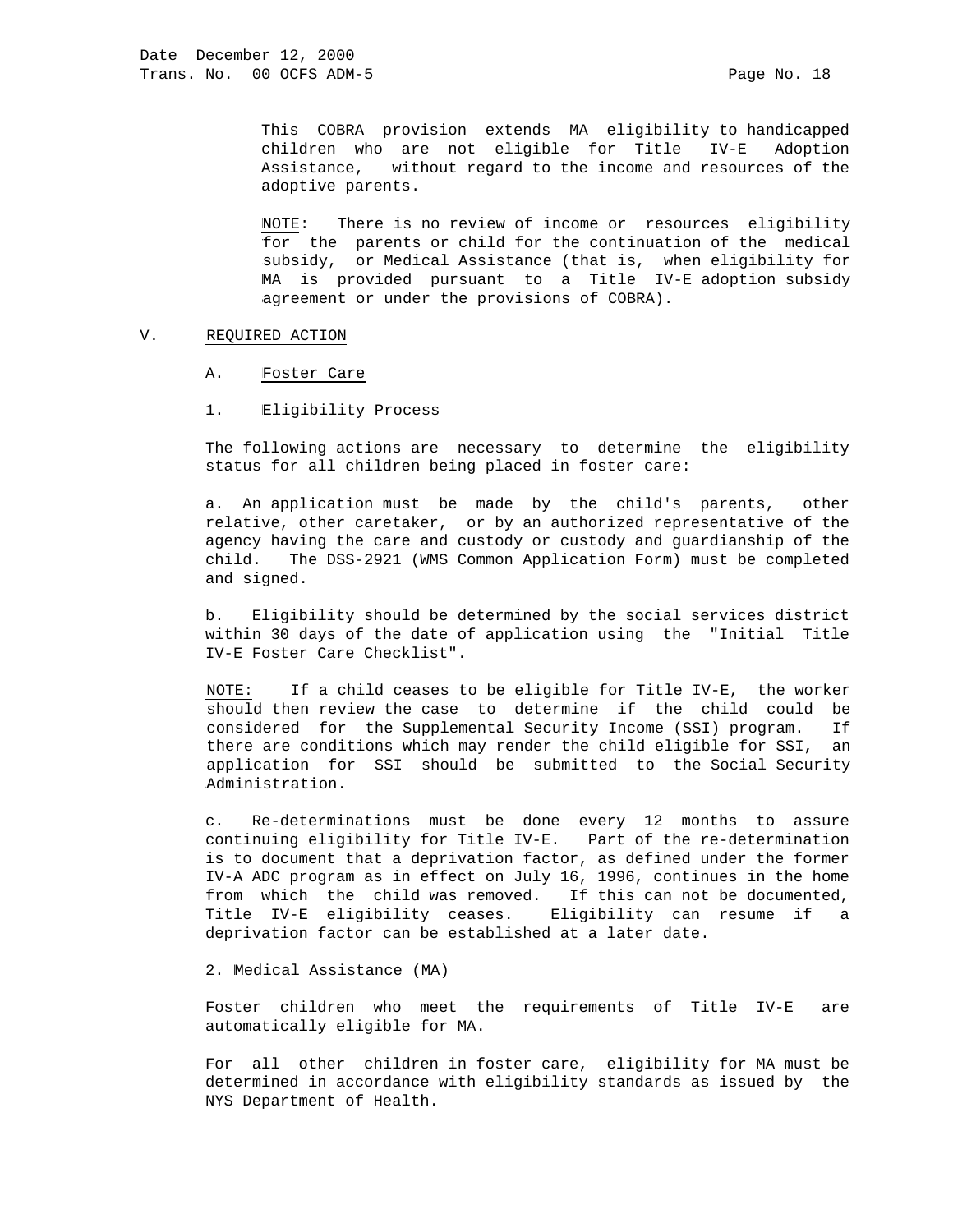This COBRA provision extends MA eligibility to handicapped children who are not eligible for Title IV-E Adoption Assistance, without regard to the income and resources of the adoptive parents.

<u>NOTE</u>: There is no review of income or resources eligibility for the parents or child for the continuation of the medical subsidy, or Medical Assistance (that is, when eligibility for MA is provided pursuant to a Title IV-E adoption subsidy agreement or under the provisions of COBRA).

## V. <u>REQUIRED ACTION</u>

### A. <u>Foster Care</u>

#### 1. Eligibility Process

The following actions are necessary to determine the eligibility status for all children being placed in foster care:

a. An application must be made by the child's parents, other relative, other caretaker, or by an authorized representative of the agency having the care and custody or custody and guardianship of the child. The DSS-2921 (WMS Common Application Form) must be completed and signed.

b. Eligibility should be determined by the social services district within 30 days of the date of application using the "Initial Title IV-E Foster Care Checklist".

<u>NOTE:</u> If a child ceases to be eligible for Title IV-E, the worker should then review the case to determine if the child could be considered for the Supplemental Security Income (SSI) program. If there are conditions which may render the child eligible for SSI, an application for SSI should be submitted to the Social Security Administration.

c. Re-determinations must be done every 12 months to assure continuing eligibility for Title IV-E. Part of the re-determination is to document that a deprivation factor, as defined under the former IV-A ADC program as in effect on July 16, 1996, continues in the home from which the child was removed. If this can not be documented, Title IV-E eligibility ceases. Eligibility can resume if a deprivation factor can be established at a later date.

#### 2. Medical Assistance (MA)

Foster children who meet the requirements of Title IV-E are automatically eligible for MA.

For all other children in foster care, eligibility for MA must be determined in accordance with eligibility standards as issued by the NYS Department of Health.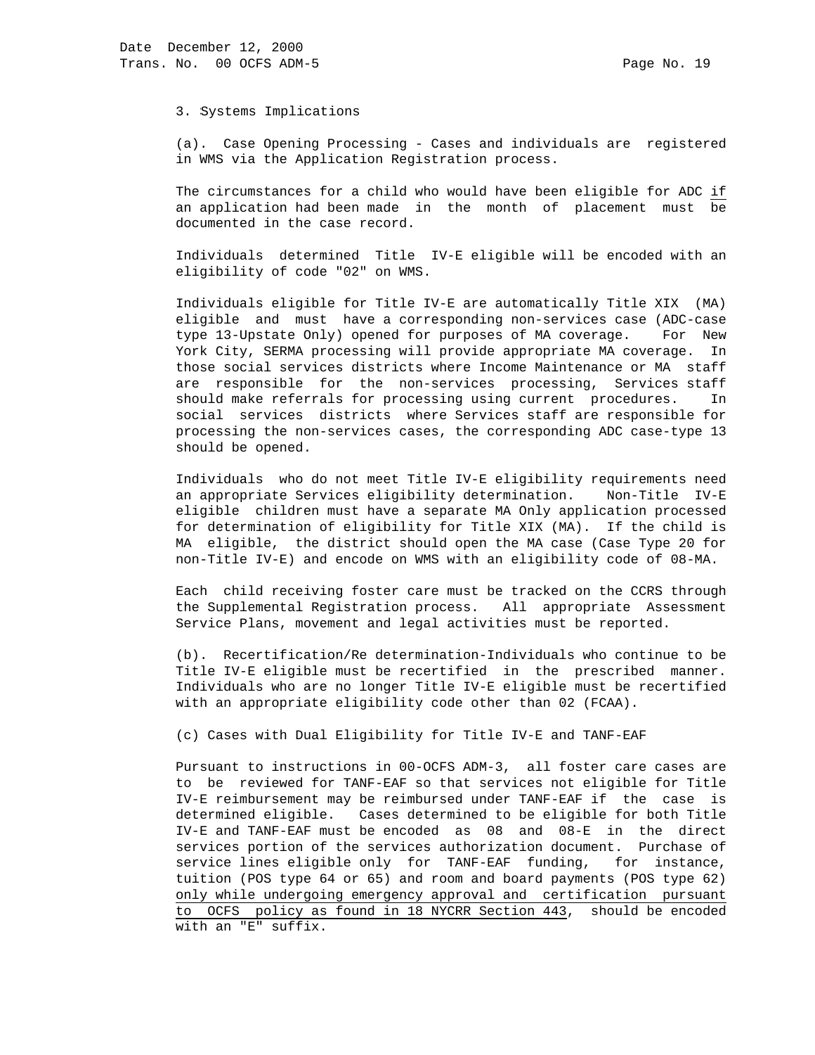3. Systems Implications

(a). Case Opening Processing - Cases and individuals are registered in WMS via the Application Registration process.

The circumstances for a child who would have been eligible for ADC <u>if</u> an application had been made in the month of placement must <u>be</u> documented in the case record.

Individuals determined Title IV-E eligible will be encoded with an eligibility of code "02" on WMS.

Individuals eligible for Title IV-E are automatically Title XIX (MA) eligible and must have a corresponding non-services case (ADC-case type 13-Upstate Only) opened for purposes of MA coverage. For New York City, SERMA processing will provide appropriate MA coverage. In those social services districts where Income Maintenance or MA staff are responsible for the non-services processing, Services staff should make referrals for processing using current procedures. In social services districts where Services staff are responsible for processing the non-services cases, the corresponding ADC case-type 13 should be opened.

Individuals who do not meet Title IV-E eligibility requirements need an appropriate Services eligibility determination. Non-Title IV-E eligible children must have a separate MA Only application processed for determination of eligibility for Title XIX (MA). If the child is MA eligible, the district should open the MA case (Case Type 20 for non-Title IV-E) and encode on WMS with an eligibility code of 08-MA.

Each child receiving foster care must be tracked on the CCRS through the Supplemental Registration process. All appropriate Assessment Service Plans, movement and legal activities must be reported.

(b). Recertification/Re determination-Individuals who continue to be Title IV-E eligible must be recertified in the prescribed manner. Individuals who are no longer Title IV-E eligible must be recertified with an appropriate eligibility code other than 02 (FCAA).

(c) Cases with Dual Eligibility for Title IV-E and TANF-EAF

Pursuant to instructions in 00-OCFS ADM-3, all foster care cases are to be reviewed for TANF-EAF so that services not eligible for Title IV-E reimbursement may be reimbursed under TANF-EAF if the case is determined eligible. Cases determined to be eligible for both Title IV-E and TANF-EAF must be encoded as 08 and 08-E in the direct services portion of the services authorization document. Purchase of service lines eligible only for TANF-EAF funding, for instance, tuition (POS type 64 or 65) and room and board payments (POS type 62) <u>only while undergoing emergency approval and certification pursuant to OCFS policy as found in 18 NYCRR Section 443</u>, should be encoded with an "E" suffix.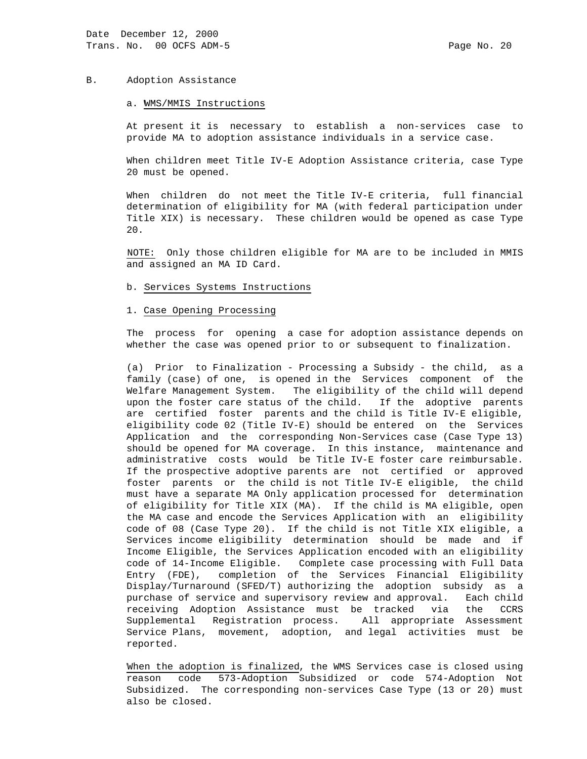## B. Adoption Assistance

### a. WMS/MMIS Instructions

At present it is necessary to establish a non-services case to provide MA to adoption assistance individuals in a service case.

When children meet Title IV-E Adoption Assistance criteria, case Type 20 must be opened.

When children do not meet the Title IV-E criteria, full financial determination of eligibility for MA (with federal participation under Title XIX) is necessary. These children would be opened as case Type 20.

NOTE: Only those children eligible for MA are to be included in MMIS and assigned an MA ID Card.

### b. Services Systems Instructions

#### 1. Case Opening Processing

The process for opening a case for adoption assistance depends on whether the case was opened prior to or subsequent to finalization.

(a) Prior to Finalization - Processing a Subsidy - the child, as a family (case) of one, is opened in the Services component of the Welfare Management System. The eligibility of the child will depend upon the foster care status of the child. If the adoptive parents are certified foster parents and the child is Title IV-E eligible, eligibility code 02 (Title IV-E) should be entered on the Services Application and the corresponding Non-Services case (Case Type 13) should be opened for MA coverage. In this instance, maintenance and administrative costs would be Title IV-E foster care reimbursable. If the prospective adoptive parents are not certified or approved foster parents or the child is not Title IV-E eligible, the child must have a separate MA Only application processed for determination of eligibility for Title XIX (MA). If the child is MA eligible, open the MA case and encode the Services Application with an eligibility code of 08 (Case Type 20). If the child is not Title XIX eligible, a Services income eligibility determination should be made and if Income Eligible, the Services Application encoded with an eligibility code of 14-Income Eligible. Complete case processing with Full Data Entry (FDE), completion of the Services Financial Eligibility Display/Turnaround (SFED/T) authorizing the adoption subsidy as a purchase of service and supervisory review and approval. Each child receiving Adoption Assistance must be tracked via the CCRS Supplemental Registration process. All appropriate Assessment Service Plans, movement, adoption, and legal activities must be reported.

When the adoption is finalized, the WMS Services case is closed using reason code 573-Adoption Subsidized or code 574-Adoption Not Subsidized. The corresponding non-services Case Type (13 or 20) must also be closed.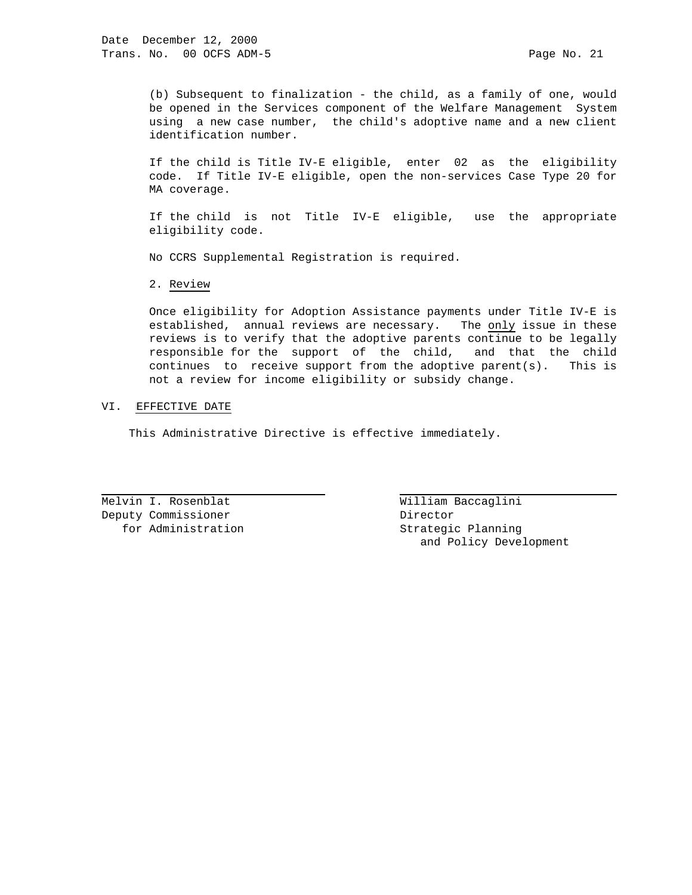(b) Subsequent to finalization - the child, as a family of one, would be opened in the Services component of the Welfare Management System using a new case number, the child's adoptive name and a new client identification number.

If the child is Title IV-E eligible, enter 02 as the eligibility code. If Title IV-E eligible, open the non-services Case Type 20 for MA coverage.

If the child is not Title IV-E eligible, use the appropriate eligibility code.

No CCRS Supplemental Registration is required.

2. Review

Once eligibility for Adoption Assistance payments under Title IV-E is established, annual reviews are necessary. The only issue in these reviews is to verify that the adoptive parents continue to be legally responsible for the support of the child, and that the child continues to receive support from the adoptive parent(s). This is not a review for income eligibility or subsidy change.

## VI. EFFECTIVE DATE

This Administrative Directive is effective immediately.

Melvin I. Rosenblat
Deputy Commissioner
for Administration

William Baccaglini
Director
Strategic Planning
and Policy Development